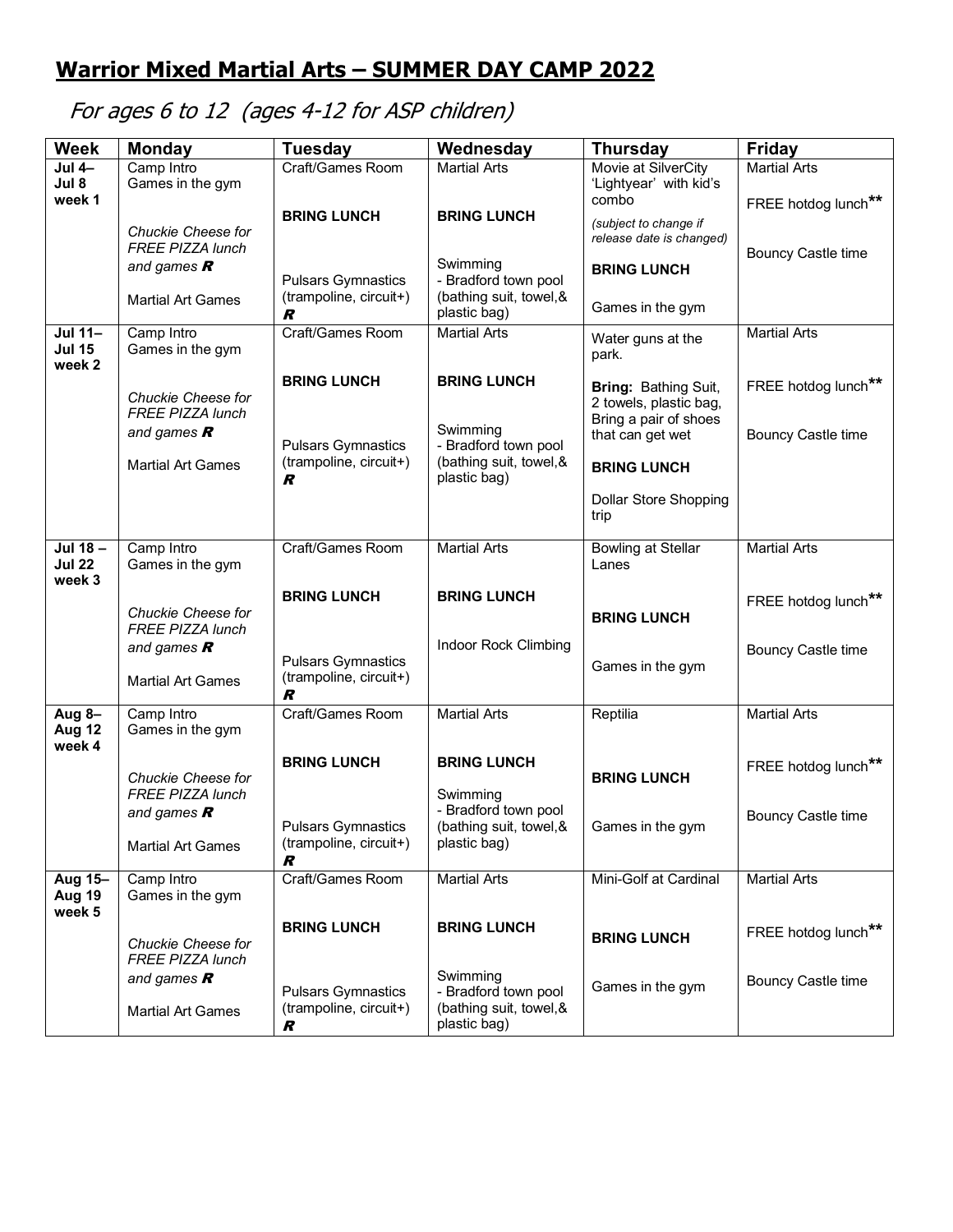# Warrior Mixed Martial Arts – SUMMER DAY CAMP 2022

*For ages 6 to 12 (ages 4-12 for ASP children)*

| Week | Monday | Tuesday | Wednesday | Thursday | Friday |
|---|---|---|---|---|---|
| **Jul 4– Jul 8 week 1** | Camp Intro<br>Games in the gym<br><br>*Chuckie Cheese for FREE PIZZA lunch and games* ***R***<br><br>Martial Art Games | Craft/Games Room<br><br>**BRING LUNCH**<br><br>Pulsars Gymnastics (trampoline, circuit+) ***R*** | Martial Arts<br><br>**BRING LUNCH**<br><br>Swimming - Bradford town pool (bathing suit, towel,& plastic bag) | Movie at SilverCity 'Lightyear' with kid's combo<br>*(subject to change if release date is changed)*<br><br>**BRING LUNCH**<br><br>Games in the gym | Martial Arts<br><br>FREE hotdog lunch**<br><br>Bouncy Castle time |
| **Jul 11– Jul 15 week 2** | Camp Intro<br>Games in the gym<br><br>*Chuckie Cheese for FREE PIZZA lunch and games* ***R***<br><br>Martial Art Games | Craft/Games Room<br><br>**BRING LUNCH**<br><br>Pulsars Gymnastics (trampoline, circuit+) ***R*** | Martial Arts<br><br>**BRING LUNCH**<br><br>Swimming - Bradford town pool (bathing suit, towel,& plastic bag) | Water guns at the park.<br><br>**Bring:** Bathing Suit, 2 towels, plastic bag, Bring a pair of shoes that can get wet<br><br>**BRING LUNCH**<br><br>Dollar Store Shopping trip | Martial Arts<br><br>FREE hotdog lunch**<br><br>Bouncy Castle time |
| **Jul 18 – Jul 22 week 3** | Camp Intro<br>Games in the gym<br><br>*Chuckie Cheese for FREE PIZZA lunch and games* ***R***<br><br>Martial Art Games | Craft/Games Room<br><br>**BRING LUNCH**<br><br>Pulsars Gymnastics (trampoline, circuit+) ***R*** | Martial Arts<br><br>**BRING LUNCH**<br><br>Indoor Rock Climbing | Bowling at Stellar Lanes<br><br>**BRING LUNCH**<br><br>Games in the gym | Martial Arts<br><br>FREE hotdog lunch**<br><br>Bouncy Castle time |
| **Aug 8– Aug 12 week 4** | Camp Intro<br>Games in the gym<br><br>*Chuckie Cheese for FREE PIZZA lunch and games* ***R***<br><br>Martial Art Games | Craft/Games Room<br><br>**BRING LUNCH**<br><br>Pulsars Gymnastics (trampoline, circuit+) ***R*** | Martial Arts<br><br>**BRING LUNCH**<br><br>Swimming - Bradford town pool (bathing suit, towel,& plastic bag) | Reptilia<br><br>**BRING LUNCH**<br><br>Games in the gym | Martial Arts<br><br>FREE hotdog lunch**<br><br>Bouncy Castle time |
| **Aug 15– Aug 19 week 5** | Camp Intro<br>Games in the gym<br><br>*Chuckie Cheese for FREE PIZZA lunch and games* ***R***<br><br>Martial Art Games | Craft/Games Room<br><br>**BRING LUNCH**<br><br>Pulsars Gymnastics (trampoline, circuit+) ***R*** | Martial Arts<br><br>**BRING LUNCH**<br><br>Swimming - Bradford town pool (bathing suit, towel,& plastic bag) | Mini-Golf at Cardinal<br><br>**BRING LUNCH**<br><br>Games in the gym | Martial Arts<br><br>FREE hotdog lunch**<br><br>Bouncy Castle time |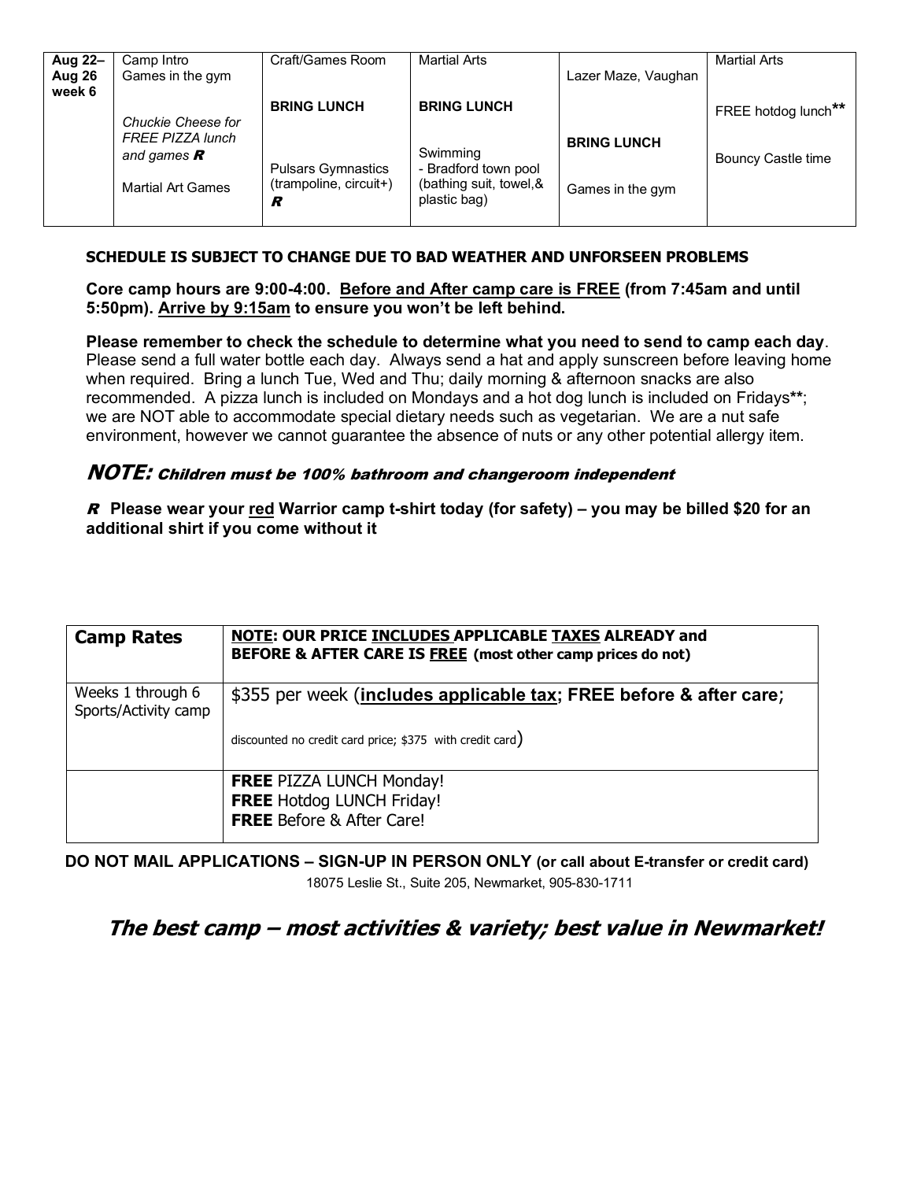| | | | | | |
|---|---|---|---|---|---|
| **Aug 22– Aug 26 week 6** | Camp Intro<br>Games in the gym<br><br>*Chuckie Cheese for FREE PIZZA lunch and games* ***R***<br><br>Martial Art Games | Craft/Games Room<br><br>**BRING LUNCH**<br><br>Pulsars Gymnastics (trampoline, circuit+) ***R*** | Martial Arts<br><br>**BRING LUNCH**<br><br>Swimming - Bradford town pool (bathing suit, towel,& plastic bag) | Lazer Maze, Vaughan<br><br>**BRING LUNCH**<br><br>Games in the gym | Martial Arts<br><br>FREE hotdog lunch**<br><br>Bouncy Castle time |

**SCHEDULE IS SUBJECT TO CHANGE DUE TO BAD WEATHER AND UNFORSEEN PROBLEMS**

**Core camp hours are 9:00-4:00. Before and After camp care is FREE (from 7:45am and until 5:50pm). Arrive by 9:15am to ensure you won't be left behind.**

**Please remember to check the schedule to determine what you need to send to camp each day**. Please send a full water bottle each day. Always send a hat and apply sunscreen before leaving home when required. Bring a lunch Tue, Wed and Thu; daily morning & afternoon snacks are also recommended. A pizza lunch is included on Mondays and a hot dog lunch is included on Fridays**; we are NOT able to accommodate special dietary needs such as vegetarian. We are a nut safe environment, however we cannot guarantee the absence of nuts or any other potential allergy item.

## ***NOTE: Children must be 100% bathroom and changeroom independent***

***R*** **Please wear your red Warrior camp t-shirt today (for safety) – you may be billed $20 for an additional shirt if you come without it**

| **Camp Rates** | **NOTE: OUR PRICE INCLUDES APPLICABLE TAXES ALREADY and BEFORE & AFTER CARE IS FREE (most other camp prices do not)** |
|---|---|
| Weeks 1 through 6 Sports/Activity camp | $355 per week (**includes applicable tax; FREE before & after care**; discounted no credit card price; $375 with credit card) |
| | **FREE** PIZZA LUNCH Monday!<br>**FREE** Hotdog LUNCH Friday!<br>**FREE** Before & After Care! |

**DO NOT MAIL APPLICATIONS – SIGN-UP IN PERSON ONLY (or call about E-transfer or credit card)**

18075 Leslie St., Suite 205, Newmarket, 905-830-1711

## ***The best camp – most activities & variety; best value in Newmarket!***